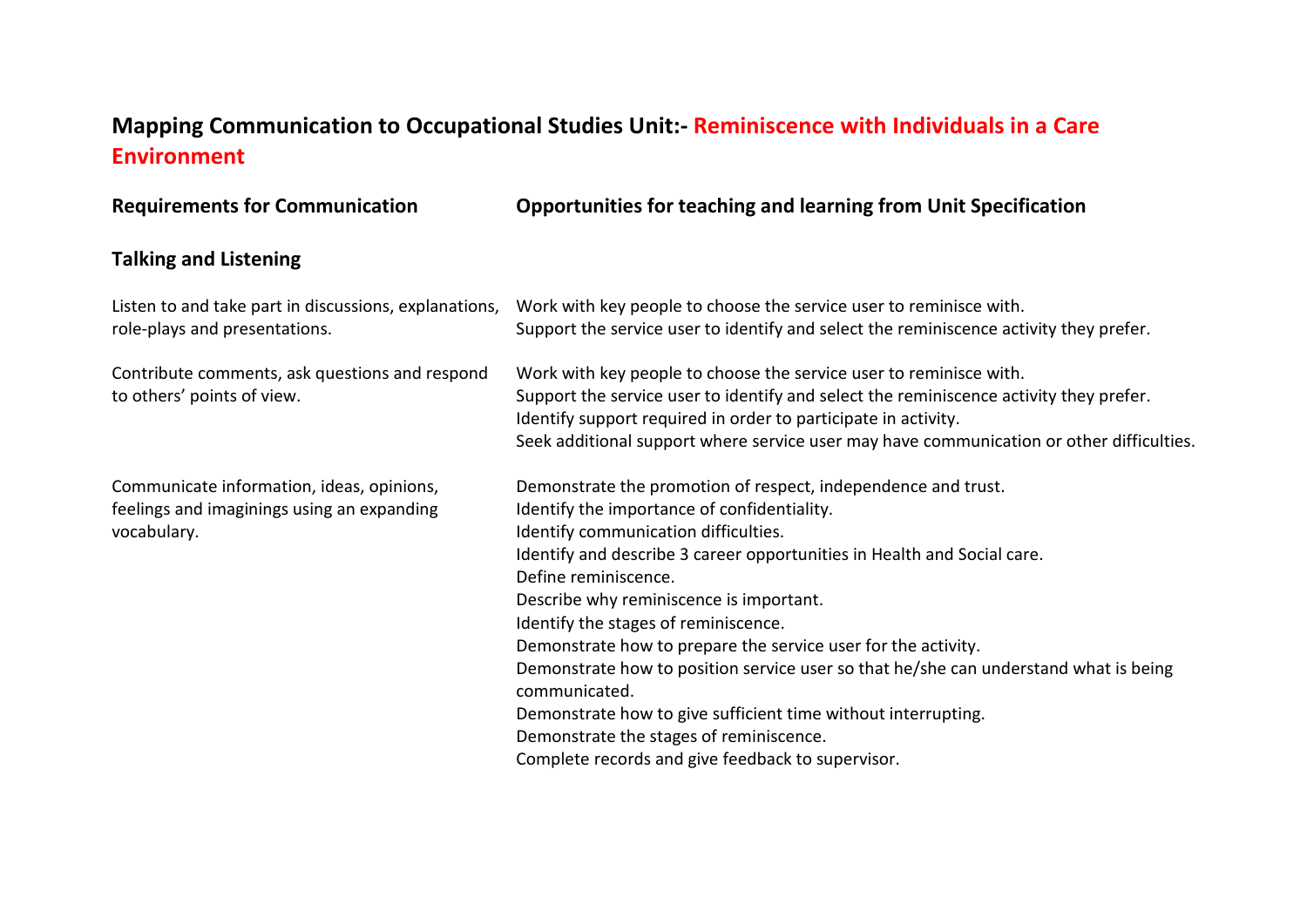# Mapping Communication to Occupational Studies Unit:- Reminiscence with Individuals in a Care Environment

| Requirements for Communication | Opportunities for teaching and learning from Unit Specification |
| --- | --- |
| **Talking and Listening** | |
| Listen to and take part in discussions, explanations, role-plays and presentations. | Work with key people to choose the service user to reminisce with.<br>Support the service user to identify and select the reminiscence activity they prefer. |
| Contribute comments, ask questions and respond to others' points of view. | Work with key people to choose the service user to reminisce with.<br>Support the service user to identify and select the reminiscence activity they prefer.<br>Identify support required in order to participate in activity.<br>Seek additional support where service user may have communication or other difficulties. |
| Communicate information, ideas, opinions, feelings and imaginings using an expanding vocabulary. | Demonstrate the promotion of respect, independence and trust.<br>Identify the importance of confidentiality.<br>Identify communication difficulties.<br>Identify and describe 3 career opportunities in Health and Social care.<br>Define reminiscence.<br>Describe why reminiscence is important.<br>Identify the stages of reminiscence.<br>Demonstrate how to prepare the service user for the activity.<br>Demonstrate how to position service user so that he/she can understand what is being communicated.<br>Demonstrate how to give sufficient time without interrupting.<br>Demonstrate the stages of reminiscence.<br>Complete records and give feedback to supervisor. |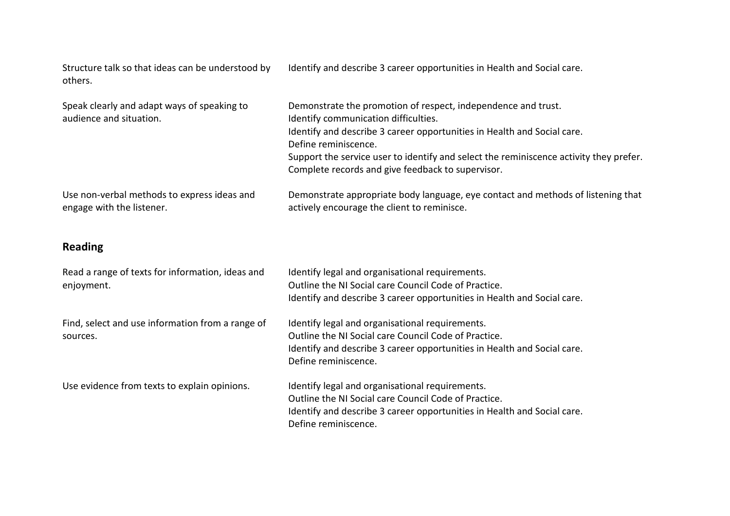| | |
|---|---|
| Structure talk so that ideas can be understood by others. | Identify and describe 3 career opportunities in Health and Social care. |
| Speak clearly and adapt ways of speaking to audience and situation. | Demonstrate the promotion of respect, independence and trust.<br>Identify communication difficulties.<br>Identify and describe 3 career opportunities in Health and Social care.<br>Define reminiscence.<br>Support the service user to identify and select the reminiscence activity they prefer.<br>Complete records and give feedback to supervisor. |
| Use non-verbal methods to express ideas and engage with the listener. | Demonstrate appropriate body language, eye contact and methods of listening that actively encourage the client to reminisce. |

## Reading

| | |
|---|---|
| Read a range of texts for information, ideas and enjoyment. | Identify legal and organisational requirements.<br>Outline the NI Social care Council Code of Practice.<br>Identify and describe 3 career opportunities in Health and Social care. |
| Find, select and use information from a range of sources. | Identify legal and organisational requirements.<br>Outline the NI Social care Council Code of Practice.<br>Identify and describe 3 career opportunities in Health and Social care.<br>Define reminiscence. |
| Use evidence from texts to explain opinions. | Identify legal and organisational requirements.<br>Outline the NI Social care Council Code of Practice.<br>Identify and describe 3 career opportunities in Health and Social care.<br>Define reminiscence. |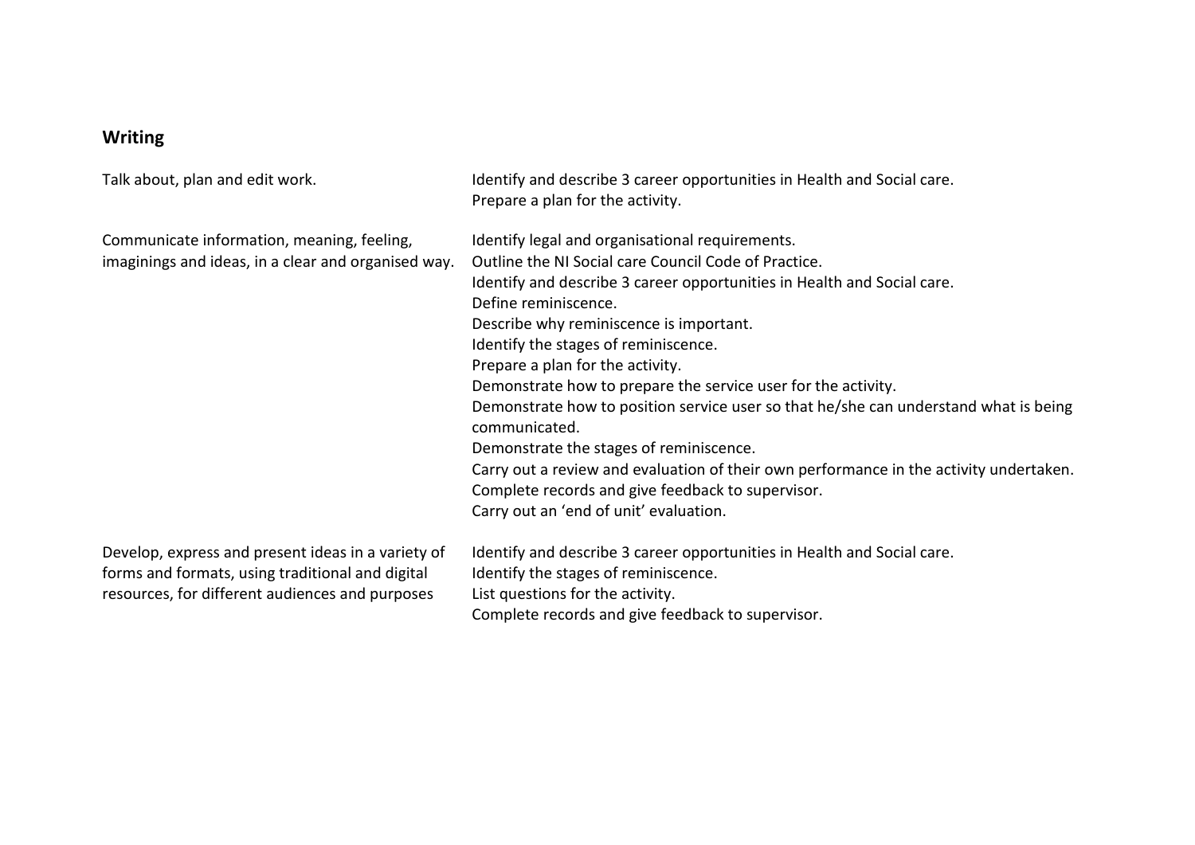## Writing

| | |
|---|---|
| Talk about, plan and edit work. | Identify and describe 3 career opportunities in Health and Social care.<br>Prepare a plan for the activity. |
| Communicate information, meaning, feeling, imaginings and ideas, in a clear and organised way. | Identify legal and organisational requirements.<br>Outline the NI Social care Council Code of Practice.<br>Identify and describe 3 career opportunities in Health and Social care.<br>Define reminiscence.<br>Describe why reminiscence is important.<br>Identify the stages of reminiscence.<br>Prepare a plan for the activity.<br>Demonstrate how to prepare the service user for the activity.<br>Demonstrate how to position service user so that he/she can understand what is being communicated.<br>Demonstrate the stages of reminiscence.<br>Carry out a review and evaluation of their own performance in the activity undertaken.<br>Complete records and give feedback to supervisor.<br>Carry out an 'end of unit' evaluation. |
| Develop, express and present ideas in a variety of forms and formats, using traditional and digital resources, for different audiences and purposes | Identify and describe 3 career opportunities in Health and Social care.<br>Identify the stages of reminiscence.<br>List questions for the activity.<br>Complete records and give feedback to supervisor. |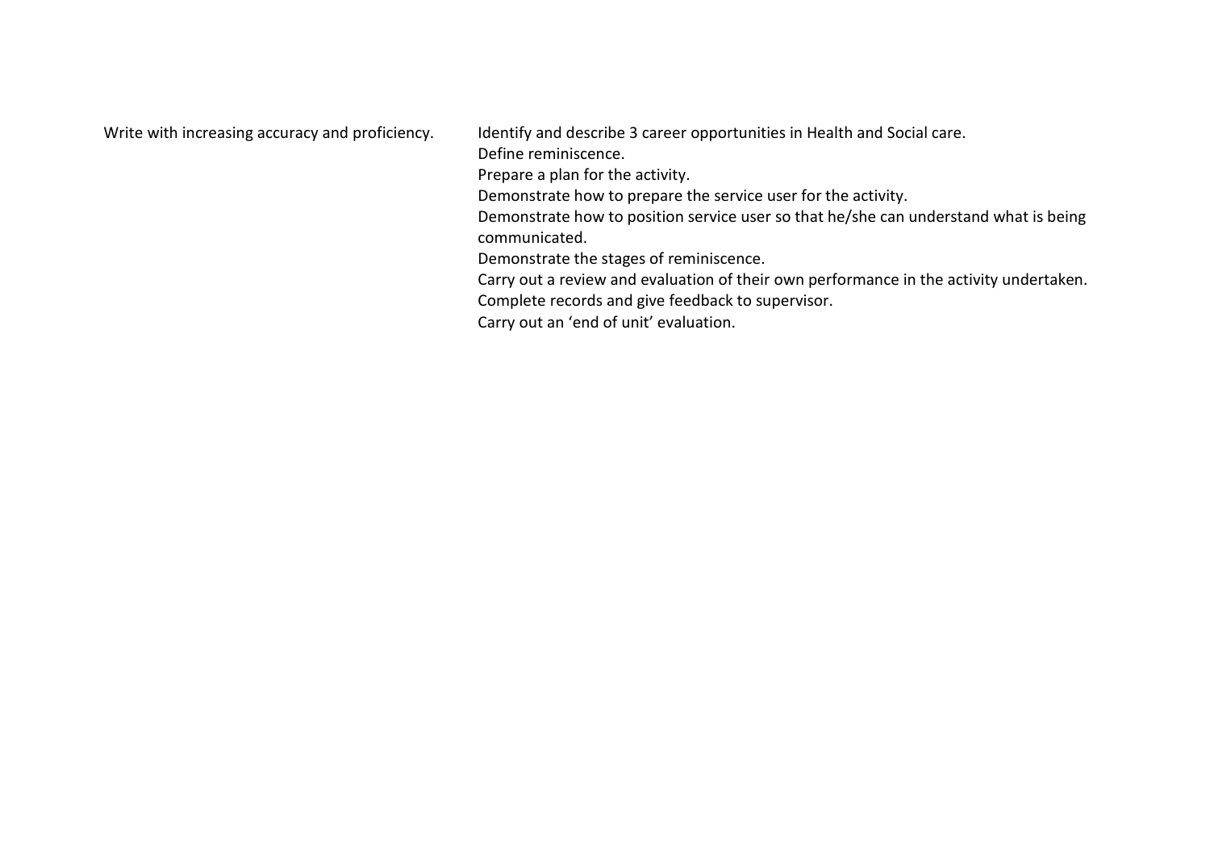| | |
|---|---|
| Write with increasing accuracy and proficiency. | Identify and describe 3 career opportunities in Health and Social care.<br>Define reminiscence.<br>Prepare a plan for the activity.<br>Demonstrate how to prepare the service user for the activity.<br>Demonstrate how to position service user so that he/she can understand what is being communicated.<br>Demonstrate the stages of reminiscence.<br>Carry out a review and evaluation of their own performance in the activity undertaken.<br>Complete records and give feedback to supervisor.<br>Carry out an 'end of unit' evaluation. |